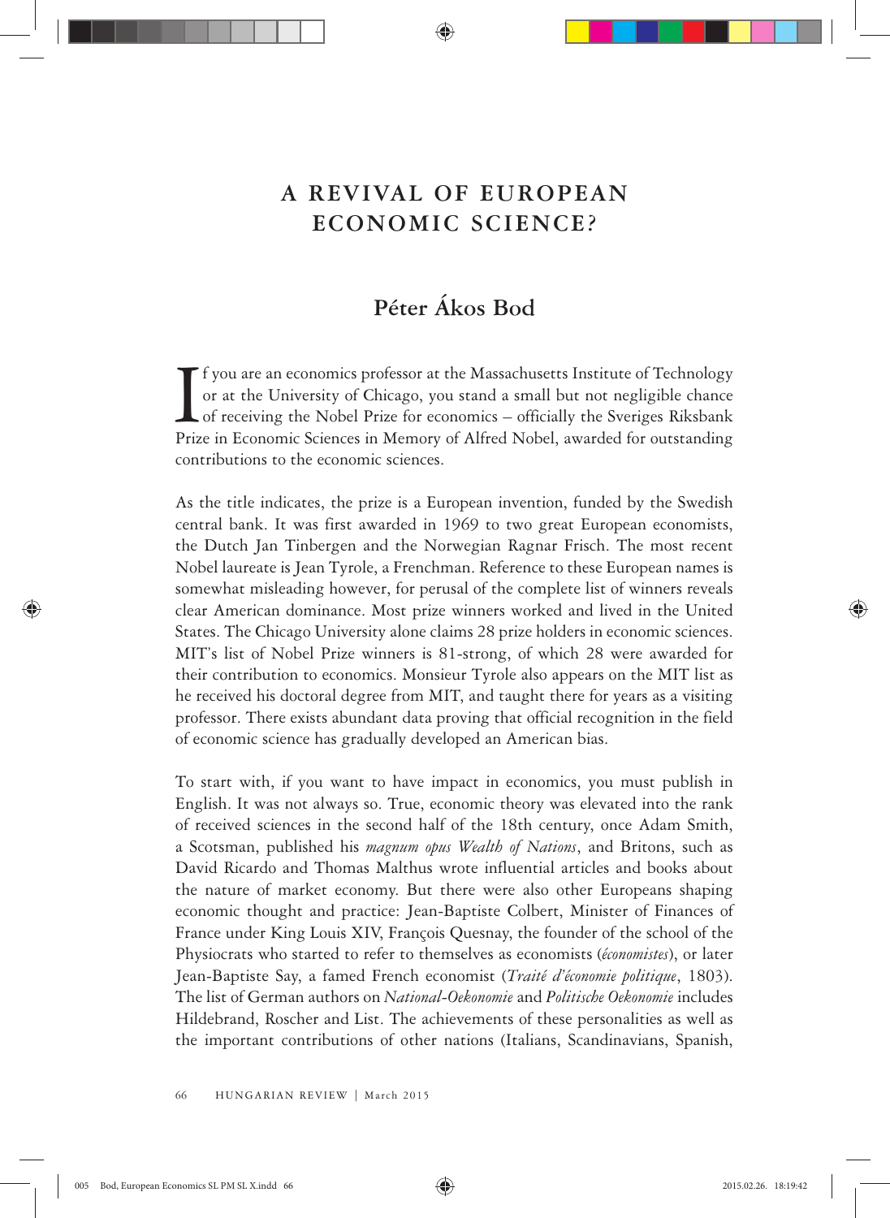# A REVIVAL OF EUROPEAN ECONOMIC SCIENCE?

## Péter Ákos Bod

If you are an economics professor at the Massachusetts Institute of Technology or at the University of Chicago, you stand a small but not negligible chance of receiving the Nobel Prize for economics – officially the Sveriges Riksbank Prize in Economic Sciences in Memory of Alfred Nobel, awarded for outstanding contributions to the economic sciences.

As the title indicates, the prize is a European invention, funded by the Swedish central bank. It was first awarded in 1969 to two great European economists, the Dutch Jan Tinbergen and the Norwegian Ragnar Frisch. The most recent Nobel laureate is Jean Tyrole, a Frenchman. Reference to these European names is somewhat misleading however, for perusal of the complete list of winners reveals clear American dominance. Most prize winners worked and lived in the United States. The Chicago University alone claims 28 prize holders in economic sciences. MIT's list of Nobel Prize winners is 81-strong, of which 28 were awarded for their contribution to economics. Monsieur Tyrole also appears on the MIT list as he received his doctoral degree from MIT, and taught there for years as a visiting professor. There exists abundant data proving that official recognition in the field of economic science has gradually developed an American bias.

To start with, if you want to have impact in economics, you must publish in English. It was not always so. True, economic theory was elevated into the rank of received sciences in the second half of the 18th century, once Adam Smith, a Scotsman, published his *magnum opus Wealth of Nations*, and Britons, such as David Ricardo and Thomas Malthus wrote influential articles and books about the nature of market economy. But there were also other Europeans shaping economic thought and practice: Jean-Baptiste Colbert, Minister of Finances of France under King Louis XIV, François Quesnay, the founder of the school of the Physiocrats who started to refer to themselves as economists (*économistes*), or later Jean-Baptiste Say, a famed French economist (*Traité d'économie politique*, 1803). The list of German authors on *National-Oekonomie* and *Politische Oekonomie* includes Hildebrand, Roscher and List. The achievements of these personalities as well as the important contributions of other nations (Italians, Scandinavians, Spanish,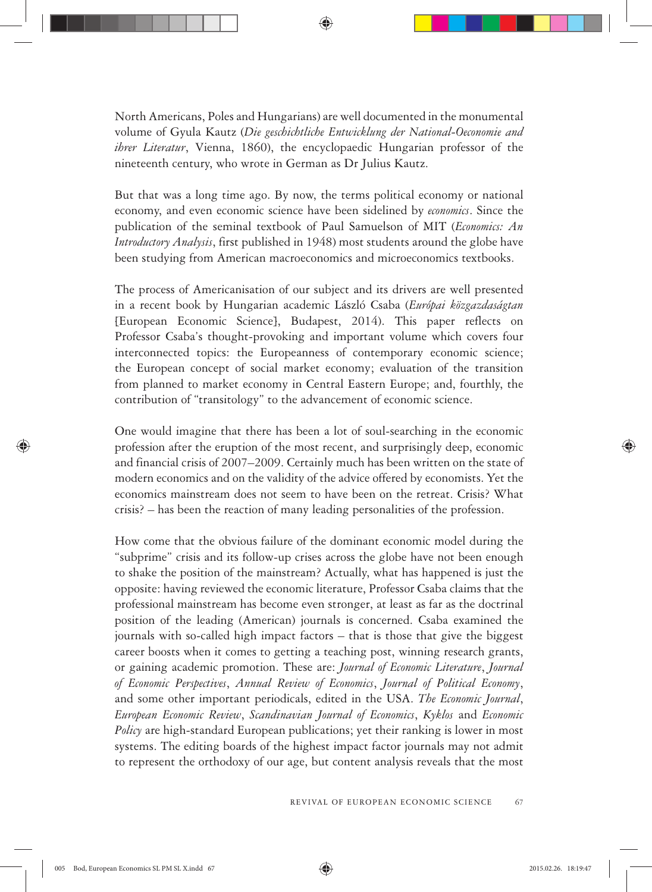North Americans, Poles and Hungarians) are well documented in the monumental volume of Gyula Kautz (*Die geschichtliche Entwicklung der National-Oeconomie and ihrer Literatur*, Vienna, 1860), the encyclopaedic Hungarian professor of the nineteenth century, who wrote in German as Dr Julius Kautz.

But that was a long time ago. By now, the terms political economy or national economy, and even economic science have been sidelined by *economics*. Since the publication of the seminal textbook of Paul Samuelson of MIT (*Economics: An Introductory Analysis*, first published in 1948) most students around the globe have been studying from American macroeconomics and microeconomics textbooks.

The process of Americanisation of our subject and its drivers are well presented in a recent book by Hungarian academic László Csaba (*Európai közgazdaságtan* [European Economic Science], Budapest, 2014). This paper reflects on Professor Csaba's thought-provoking and important volume which covers four interconnected topics: the Europeanness of contemporary economic science; the European concept of social market economy; evaluation of the transition from planned to market economy in Central Eastern Europe; and, fourthly, the contribution of "transitology" to the advancement of economic science.

One would imagine that there has been a lot of soul-searching in the economic profession after the eruption of the most recent, and surprisingly deep, economic and financial crisis of 2007–2009. Certainly much has been written on the state of modern economics and on the validity of the advice offered by economists. Yet the economics mainstream does not seem to have been on the retreat. Crisis? What crisis? – has been the reaction of many leading personalities of the profession.

How come that the obvious failure of the dominant economic model during the "subprime" crisis and its follow-up crises across the globe have not been enough to shake the position of the mainstream? Actually, what has happened is just the opposite: having reviewed the economic literature, Professor Csaba claims that the professional mainstream has become even stronger, at least as far as the doctrinal position of the leading (American) journals is concerned. Csaba examined the journals with so-called high impact factors – that is those that give the biggest career boosts when it comes to getting a teaching post, winning research grants, or gaining academic promotion. These are: *Journal of Economic Literature*, *Journal of Economic Perspectives*, *Annual Review of Economics*, *Journal of Political Economy*, and some other important periodicals, edited in the USA. *The Economic Journal*, *European Economic Review*, *Scandinavian Journal of Economics*, *Kyklos* and *Economic Policy* are high-standard European publications; yet their ranking is lower in most systems. The editing boards of the highest impact factor journals may not admit to represent the orthodoxy of our age, but content analysis reveals that the most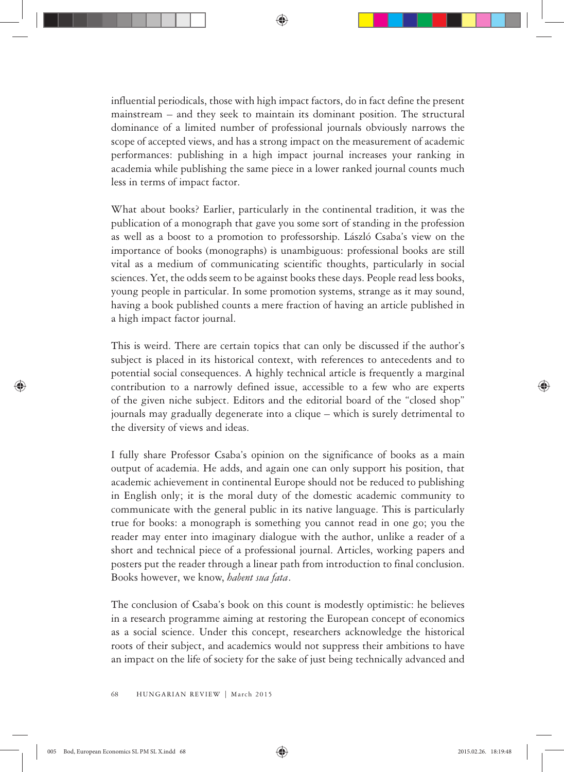influential periodicals, those with high impact factors, do in fact define the present mainstream – and they seek to maintain its dominant position. The structural dominance of a limited number of professional journals obviously narrows the scope of accepted views, and has a strong impact on the measurement of academic performances: publishing in a high impact journal increases your ranking in academia while publishing the same piece in a lower ranked journal counts much less in terms of impact factor.

What about books? Earlier, particularly in the continental tradition, it was the publication of a monograph that gave you some sort of standing in the profession as well as a boost to a promotion to professorship. László Csaba's view on the importance of books (monographs) is unambiguous: professional books are still vital as a medium of communicating scientific thoughts, particularly in social sciences. Yet, the odds seem to be against books these days. People read less books, young people in particular. In some promotion systems, strange as it may sound, having a book published counts a mere fraction of having an article published in a high impact factor journal.

This is weird. There are certain topics that can only be discussed if the author's subject is placed in its historical context, with references to antecedents and to potential social consequences. A highly technical article is frequently a marginal contribution to a narrowly defined issue, accessible to a few who are experts of the given niche subject. Editors and the editorial board of the "closed shop" journals may gradually degenerate into a clique – which is surely detrimental to the diversity of views and ideas.

I fully share Professor Csaba's opinion on the significance of books as a main output of academia. He adds, and again one can only support his position, that academic achievement in continental Europe should not be reduced to publishing in English only; it is the moral duty of the domestic academic community to communicate with the general public in its native language. This is particularly true for books: a monograph is something you cannot read in one go; you the reader may enter into imaginary dialogue with the author, unlike a reader of a short and technical piece of a professional journal. Articles, working papers and posters put the reader through a linear path from introduction to final conclusion. Books however, we know, *habent sua fata*.

The conclusion of Csaba's book on this count is modestly optimistic: he believes in a research programme aiming at restoring the European concept of economics as a social science. Under this concept, researchers acknowledge the historical roots of their subject, and academics would not suppress their ambitions to have an impact on the life of society for the sake of just being technically advanced and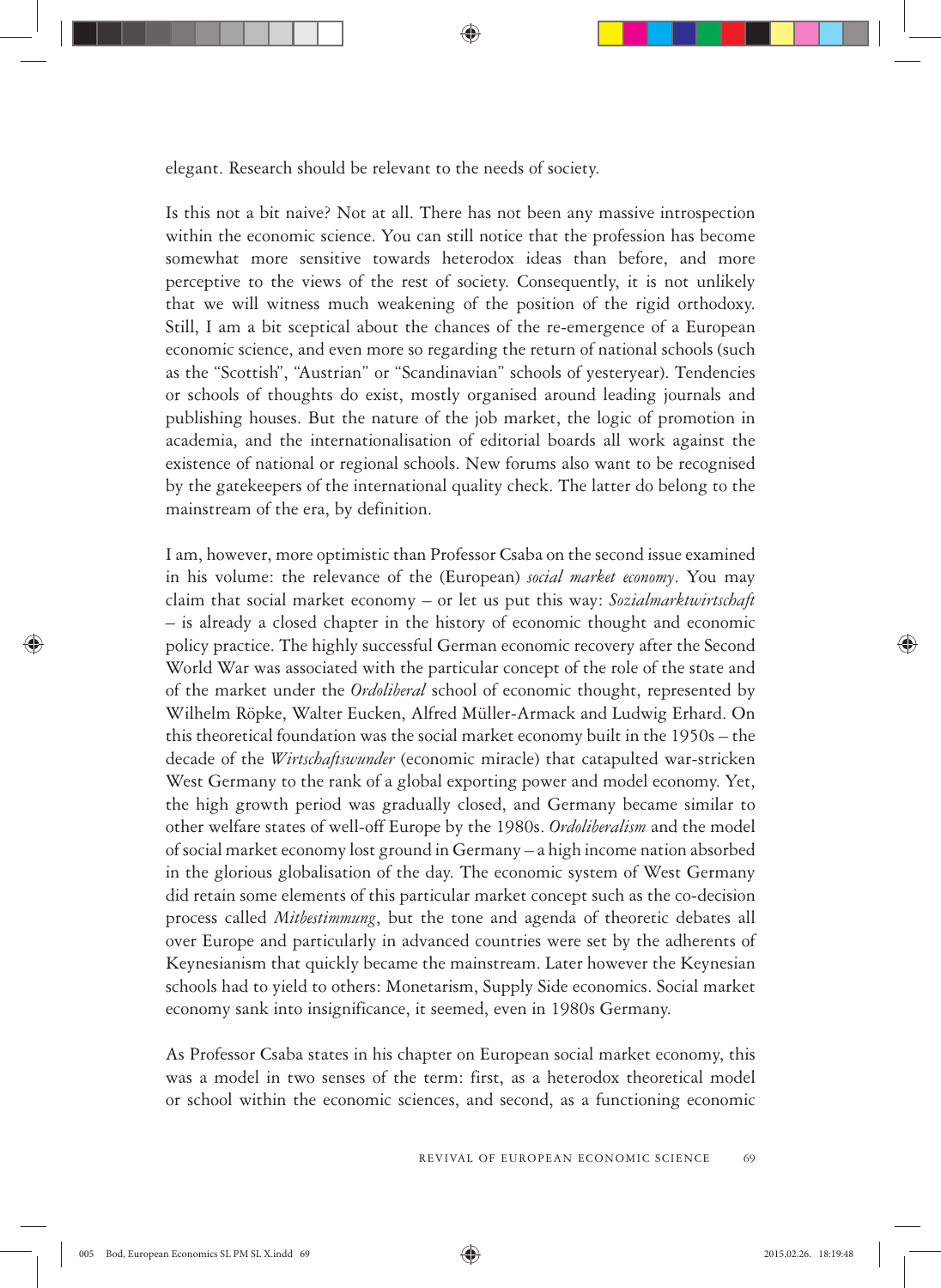elegant. Research should be relevant to the needs of society.

Is this not a bit naive? Not at all. There has not been any massive introspection within the economic science. You can still notice that the profession has become somewhat more sensitive towards heterodox ideas than before, and more perceptive to the views of the rest of society. Consequently, it is not unlikely that we will witness much weakening of the position of the rigid orthodoxy. Still, I am a bit sceptical about the chances of the re-emergence of a European economic science, and even more so regarding the return of national schools (such as the "Scottish", "Austrian" or "Scandinavian" schools of yesteryear). Tendencies or schools of thoughts do exist, mostly organised around leading journals and publishing houses. But the nature of the job market, the logic of promotion in academia, and the internationalisation of editorial boards all work against the existence of national or regional schools. New forums also want to be recognised by the gatekeepers of the international quality check. The latter do belong to the mainstream of the era, by definition.

I am, however, more optimistic than Professor Csaba on the second issue examined in his volume: the relevance of the (European) *social market economy*. You may claim that social market economy – or let us put this way: *Sozialmarktwirtschaft* – is already a closed chapter in the history of economic thought and economic policy practice. The highly successful German economic recovery after the Second World War was associated with the particular concept of the role of the state and of the market under the *Ordoliberal* school of economic thought, represented by Wilhelm Röpke, Walter Eucken, Alfred Müller-Armack and Ludwig Erhard. On this theoretical foundation was the social market economy built in the 1950s – the decade of the *Wirtschaftswunder* (economic miracle) that catapulted war-stricken West Germany to the rank of a global exporting power and model economy. Yet, the high growth period was gradually closed, and Germany became similar to other welfare states of well-off Europe by the 1980s. *Ordoliberalism* and the model of social market economy lost ground in Germany – a high income nation absorbed in the glorious globalisation of the day. The economic system of West Germany did retain some elements of this particular market concept such as the co-decision process called *Mitbestimmung*, but the tone and agenda of theoretic debates all over Europe and particularly in advanced countries were set by the adherents of Keynesianism that quickly became the mainstream. Later however the Keynesian schools had to yield to others: Monetarism, Supply Side economics. Social market economy sank into insignificance, it seemed, even in 1980s Germany.

As Professor Csaba states in his chapter on European social market economy, this was a model in two senses of the term: first, as a heterodox theoretical model or school within the economic sciences, and second, as a functioning economic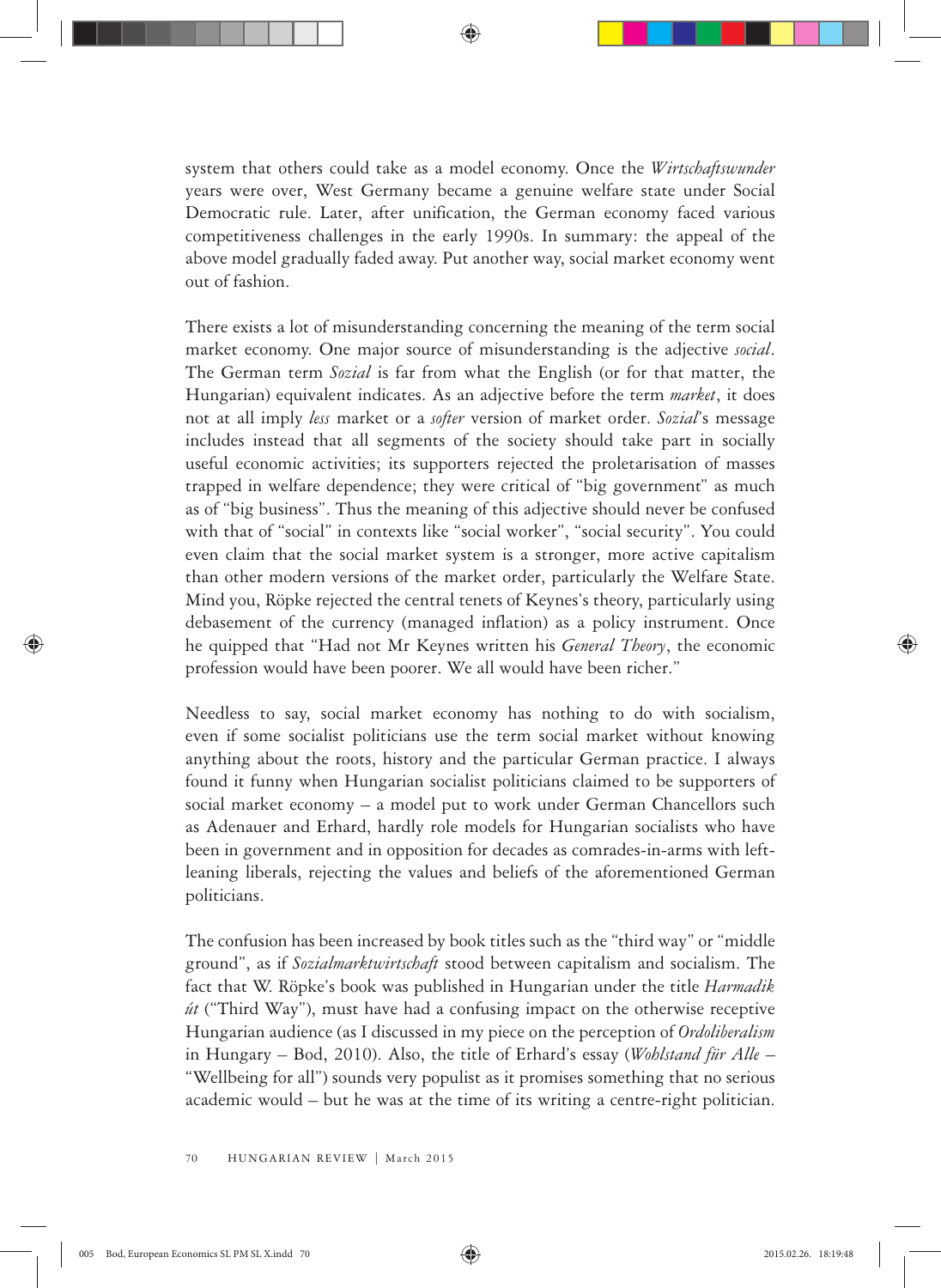system that others could take as a model economy. Once the *Wirtschaftswunder* years were over, West Germany became a genuine welfare state under Social Democratic rule. Later, after unification, the German economy faced various competitiveness challenges in the early 1990s. In summary: the appeal of the above model gradually faded away. Put another way, social market economy went out of fashion.

There exists a lot of misunderstanding concerning the meaning of the term social market economy. One major source of misunderstanding is the adjective *social*. The German term *Sozial* is far from what the English (or for that matter, the Hungarian) equivalent indicates. As an adjective before the term *market*, it does not at all imply *less* market or a *softer* version of market order. *Sozial*'s message includes instead that all segments of the society should take part in socially useful economic activities; its supporters rejected the proletarisation of masses trapped in welfare dependence; they were critical of "big government" as much as of "big business". Thus the meaning of this adjective should never be confused with that of "social" in contexts like "social worker", "social security". You could even claim that the social market system is a stronger, more active capitalism than other modern versions of the market order, particularly the Welfare State. Mind you, Röpke rejected the central tenets of Keynes's theory, particularly using debasement of the currency (managed inflation) as a policy instrument. Once he quipped that "Had not Mr Keynes written his *General Theory*, the economic profession would have been poorer. We all would have been richer."

Needless to say, social market economy has nothing to do with socialism, even if some socialist politicians use the term social market without knowing anything about the roots, history and the particular German practice. I always found it funny when Hungarian socialist politicians claimed to be supporters of social market economy – a model put to work under German Chancellors such as Adenauer and Erhard, hardly role models for Hungarian socialists who have been in government and in opposition for decades as comrades-in-arms with left-leaning liberals, rejecting the values and beliefs of the aforementioned German politicians.

The confusion has been increased by book titles such as the "third way" or "middle ground", as if *Sozialmarktwirtschaft* stood between capitalism and socialism. The fact that W. Röpke's book was published in Hungarian under the title *Harmadik út* ("Third Way"), must have had a confusing impact on the otherwise receptive Hungarian audience (as I discussed in my piece on the perception of *Ordoliberalism* in Hungary – Bod, 2010). Also, the title of Erhard's essay (*Wohlstand für Alle* – "Wellbeing for all") sounds very populist as it promises something that no serious academic would – but he was at the time of its writing a centre-right politician.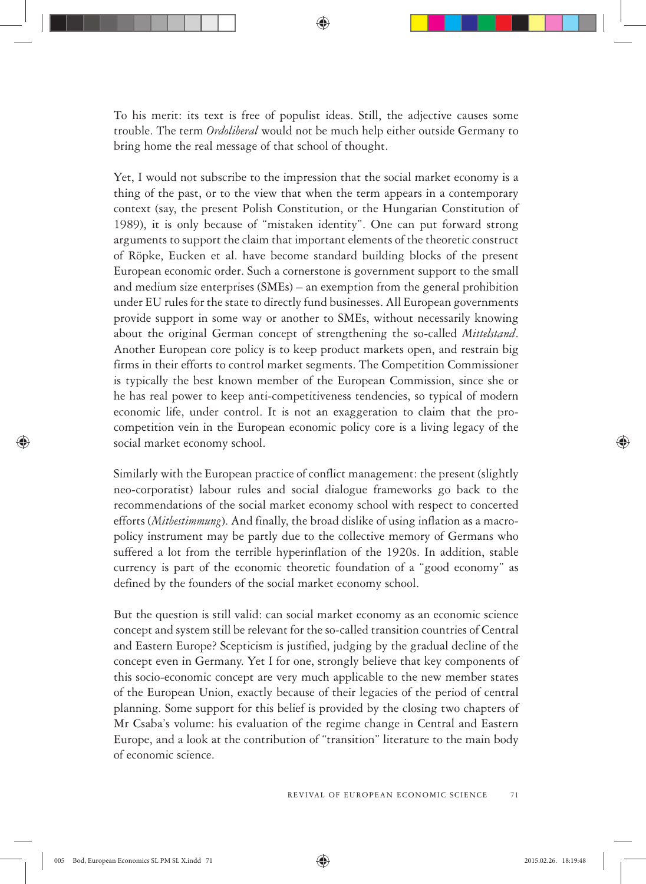To his merit: its text is free of populist ideas. Still, the adjective causes some trouble. The term *Ordoliberal* would not be much help either outside Germany to bring home the real message of that school of thought.

Yet, I would not subscribe to the impression that the social market economy is a thing of the past, or to the view that when the term appears in a contemporary context (say, the present Polish Constitution, or the Hungarian Constitution of 1989), it is only because of "mistaken identity". One can put forward strong arguments to support the claim that important elements of the theoretic construct of Röpke, Eucken et al. have become standard building blocks of the present European economic order. Such a cornerstone is government support to the small and medium size enterprises (SMEs) – an exemption from the general prohibition under EU rules for the state to directly fund businesses. All European governments provide support in some way or another to SMEs, without necessarily knowing about the original German concept of strengthening the so-called *Mittelstand*. Another European core policy is to keep product markets open, and restrain big firms in their efforts to control market segments. The Competition Commissioner is typically the best known member of the European Commission, since she or he has real power to keep anti-competitiveness tendencies, so typical of modern economic life, under control. It is not an exaggeration to claim that the pro-competition vein in the European economic policy core is a living legacy of the social market economy school.

Similarly with the European practice of conflict management: the present (slightly neo-corporatist) labour rules and social dialogue frameworks go back to the recommendations of the social market economy school with respect to concerted efforts (*Mitbestimmung*). And finally, the broad dislike of using inflation as a macro-policy instrument may be partly due to the collective memory of Germans who suffered a lot from the terrible hyperinflation of the 1920s. In addition, stable currency is part of the economic theoretic foundation of a "good economy" as defined by the founders of the social market economy school.

But the question is still valid: can social market economy as an economic science concept and system still be relevant for the so-called transition countries of Central and Eastern Europe? Scepticism is justified, judging by the gradual decline of the concept even in Germany. Yet I for one, strongly believe that key components of this socio-economic concept are very much applicable to the new member states of the European Union, exactly because of their legacies of the period of central planning. Some support for this belief is provided by the closing two chapters of Mr Csaba's volume: his evaluation of the regime change in Central and Eastern Europe, and a look at the contribution of "transition" literature to the main body of economic science.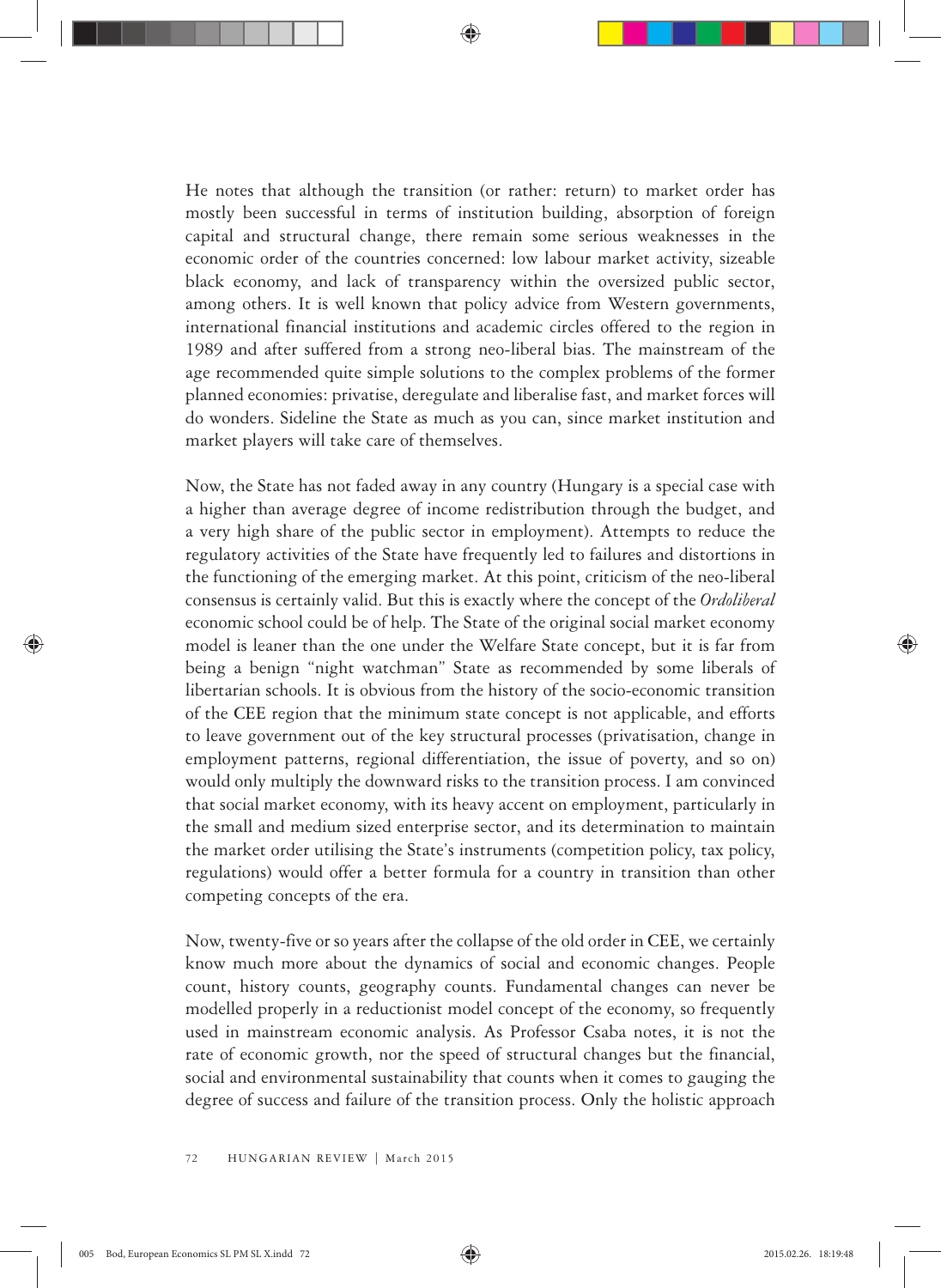He notes that although the transition (or rather: return) to market order has mostly been successful in terms of institution building, absorption of foreign capital and structural change, there remain some serious weaknesses in the economic order of the countries concerned: low labour market activity, sizeable black economy, and lack of transparency within the oversized public sector, among others. It is well known that policy advice from Western governments, international financial institutions and academic circles offered to the region in 1989 and after suffered from a strong neo-liberal bias. The mainstream of the age recommended quite simple solutions to the complex problems of the former planned economies: privatise, deregulate and liberalise fast, and market forces will do wonders. Sideline the State as much as you can, since market institution and market players will take care of themselves.

Now, the State has not faded away in any country (Hungary is a special case with a higher than average degree of income redistribution through the budget, and a very high share of the public sector in employment). Attempts to reduce the regulatory activities of the State have frequently led to failures and distortions in the functioning of the emerging market. At this point, criticism of the neo-liberal consensus is certainly valid. But this is exactly where the concept of the *Ordoliberal* economic school could be of help. The State of the original social market economy model is leaner than the one under the Welfare State concept, but it is far from being a benign "night watchman" State as recommended by some liberals of libertarian schools. It is obvious from the history of the socio-economic transition of the CEE region that the minimum state concept is not applicable, and efforts to leave government out of the key structural processes (privatisation, change in employment patterns, regional differentiation, the issue of poverty, and so on) would only multiply the downward risks to the transition process. I am convinced that social market economy, with its heavy accent on employment, particularly in the small and medium sized enterprise sector, and its determination to maintain the market order utilising the State's instruments (competition policy, tax policy, regulations) would offer a better formula for a country in transition than other competing concepts of the era.

Now, twenty-five or so years after the collapse of the old order in CEE, we certainly know much more about the dynamics of social and economic changes. People count, history counts, geography counts. Fundamental changes can never be modelled properly in a reductionist model concept of the economy, so frequently used in mainstream economic analysis. As Professor Csaba notes, it is not the rate of economic growth, nor the speed of structural changes but the financial, social and environmental sustainability that counts when it comes to gauging the degree of success and failure of the transition process. Only the holistic approach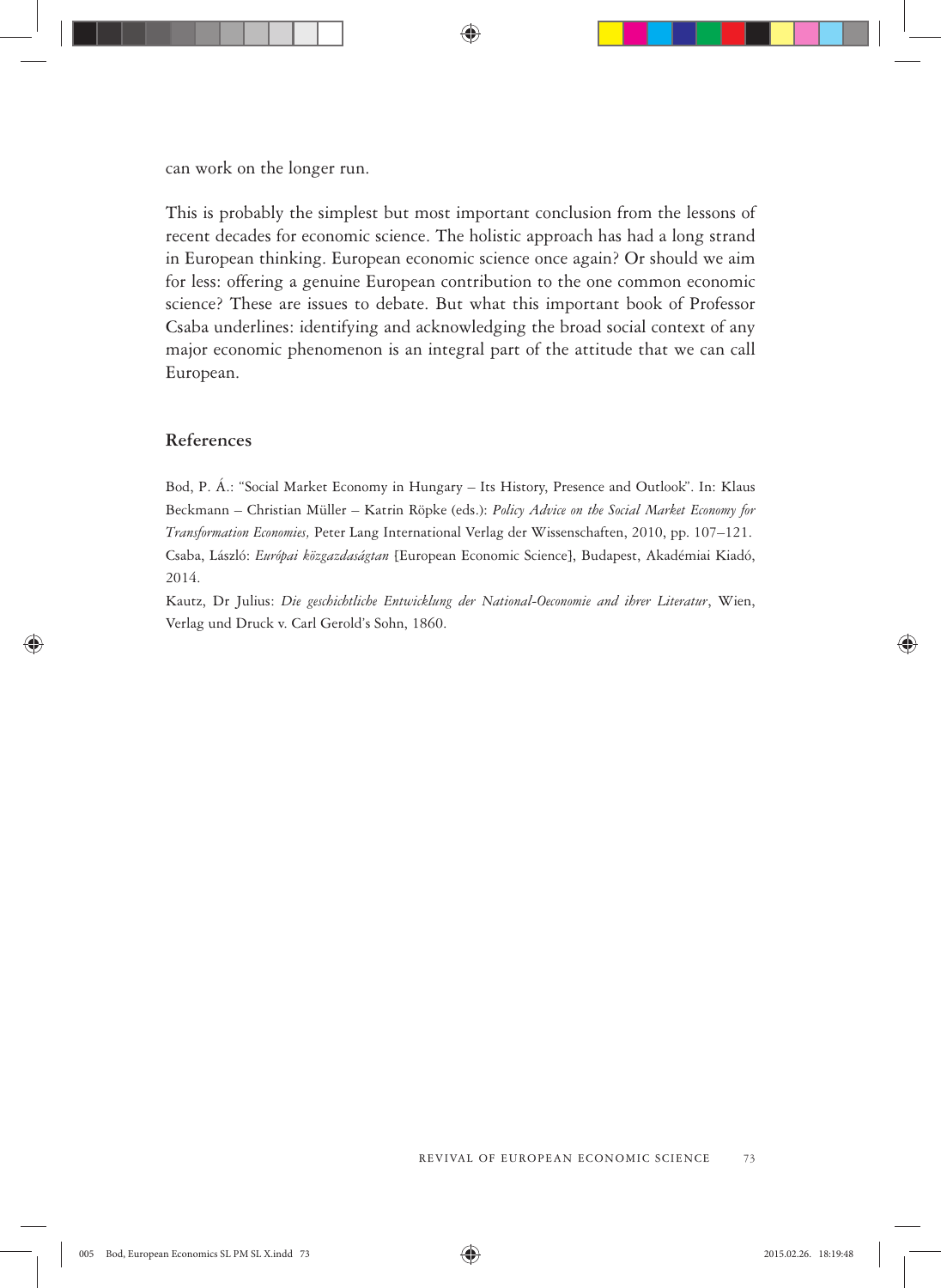can work on the longer run.

This is probably the simplest but most important conclusion from the lessons of recent decades for economic science. The holistic approach has had a long strand in European thinking. European economic science once again? Or should we aim for less: offering a genuine European contribution to the one common economic science? These are issues to debate. But what this important book of Professor Csaba underlines: identifying and acknowledging the broad social context of any major economic phenomenon is an integral part of the attitude that we can call European.

## References

Bod, P. Á.: "Social Market Economy in Hungary – Its History, Presence and Outlook". In: Klaus Beckmann – Christian Müller – Katrin Röpke (eds.): *Policy Advice on the Social Market Economy for Transformation Economies,* Peter Lang International Verlag der Wissenschaften, 2010, pp. 107–121.

Csaba, László: *Európai közgazdaságtan* [European Economic Science], Budapest, Akadémiai Kiadó, 2014.

Kautz, Dr Julius: *Die geschichtliche Entwicklung der National-Oeconomie and ihrer Literatur*, Wien, Verlag und Druck v. Carl Gerold's Sohn, 1860.